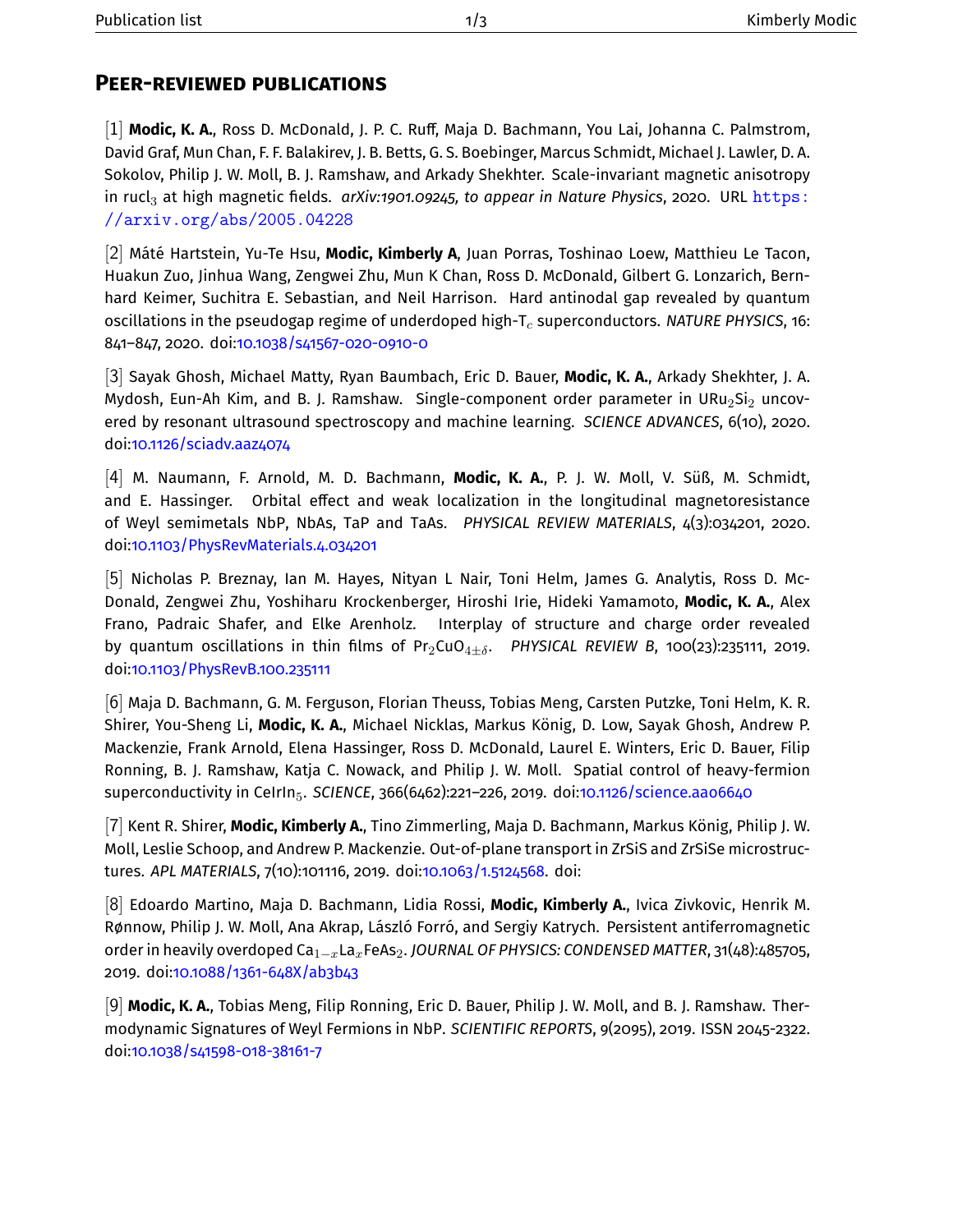## PEER-REVIEWED PUBLICATIONS

[1] **Modic, K. A.**, Ross D. McDonald, J. P. C. Ruff, Maja D. Bachmann, You Lai, Johanna C. Palmstrom, David Graf, Mun Chan, F. F. Balakirev, J. B. Betts, G. S. Boebinger, Marcus Schmidt, Michael J. Lawler, D. A. Sokolov, Philip J. W. Moll, B. J. Ramshaw, and Arkady Shekhter. Scale-invariant magnetic anisotropy in rucl$_3$ at high magnetic fields. *arXiv:1901.09245, to appear in Nature Physics*, 2020. URL https://arxiv.org/abs/2005.04228

[2] Máté Hartstein, Yu-Te Hsu, **Modic, Kimberly A**, Juan Porras, Toshinao Loew, Matthieu Le Tacon, Huakun Zuo, Jinhua Wang, Zengwei Zhu, Mun K Chan, Ross D. McDonald, Gilbert G. Lonzarich, Bernhard Keimer, Suchitra E. Sebastian, and Neil Harrison. Hard antinodal gap revealed by quantum oscillations in the pseudogap regime of underdoped high-T$_c$ superconductors. *NATURE PHYSICS*, 16: 841–847, 2020. doi:10.1038/s41567-020-0910-0

[3] Sayak Ghosh, Michael Matty, Ryan Baumbach, Eric D. Bauer, **Modic, K. A.**, Arkady Shekhter, J. A. Mydosh, Eun-Ah Kim, and B. J. Ramshaw. Single-component order parameter in URu$_2$Si$_2$ uncovered by resonant ultrasound spectroscopy and machine learning. *SCIENCE ADVANCES*, 6(10), 2020. doi:10.1126/sciadv.aaz4074

[4] M. Naumann, F. Arnold, M. D. Bachmann, **Modic, K. A.**, P. J. W. Moll, V. Süß, M. Schmidt, and E. Hassinger. Orbital effect and weak localization in the longitudinal magnetoresistance of Weyl semimetals NbP, NbAs, TaP and TaAs. *PHYSICAL REVIEW MATERIALS*, 4(3):034201, 2020. doi:10.1103/PhysRevMaterials.4.034201

[5] Nicholas P. Breznay, Ian M. Hayes, Nityan L Nair, Toni Helm, James G. Analytis, Ross D. McDonald, Zengwei Zhu, Yoshiharu Krockenberger, Hiroshi Irie, Hideki Yamamoto, **Modic, K. A.**, Alex Frano, Padraic Shafer, and Elke Arenholz. Interplay of structure and charge order revealed by quantum oscillations in thin films of Pr$_2$CuO$_{4\pm\delta}$. *PHYSICAL REVIEW B*, 100(23):235111, 2019. doi:10.1103/PhysRevB.100.235111

[6] Maja D. Bachmann, G. M. Ferguson, Florian Theuss, Tobias Meng, Carsten Putzke, Toni Helm, K. R. Shirer, You-Sheng Li, **Modic, K. A.**, Michael Nicklas, Markus König, D. Low, Sayak Ghosh, Andrew P. Mackenzie, Frank Arnold, Elena Hassinger, Ross D. McDonald, Laurel E. Winters, Eric D. Bauer, Filip Ronning, B. J. Ramshaw, Katja C. Nowack, and Philip J. W. Moll. Spatial control of heavy-fermion superconductivity in CeIrIn$_5$. *SCIENCE*, 366(6462):221–226, 2019. doi:10.1126/science.aao6640

[7] Kent R. Shirer, **Modic, Kimberly A.**, Tino Zimmerling, Maja D. Bachmann, Markus König, Philip J. W. Moll, Leslie Schoop, and Andrew P. Mackenzie. Out-of-plane transport in ZrSiS and ZrSiSe microstructures. *APL MATERIALS*, 7(10):101116, 2019. doi:10.1063/1.5124568. doi:

[8] Edoardo Martino, Maja D. Bachmann, Lidia Rossi, **Modic, Kimberly A.**, Ivica Zivkovic, Henrik M. Rønnow, Philip J. W. Moll, Ana Akrap, László Forró, and Sergiy Katrych. Persistent antiferromagnetic order in heavily overdoped Ca$_{1-x}$La$_x$FeAs$_2$. *JOURNAL OF PHYSICS: CONDENSED MATTER*, 31(48):485705, 2019. doi:10.1088/1361-648X/ab3b43

[9] **Modic, K. A.**, Tobias Meng, Filip Ronning, Eric D. Bauer, Philip J. W. Moll, and B. J. Ramshaw. Thermodynamic Signatures of Weyl Fermions in NbP. *SCIENTIFIC REPORTS*, 9(2095), 2019. ISSN 2045-2322. doi:10.1038/s41598-018-38161-7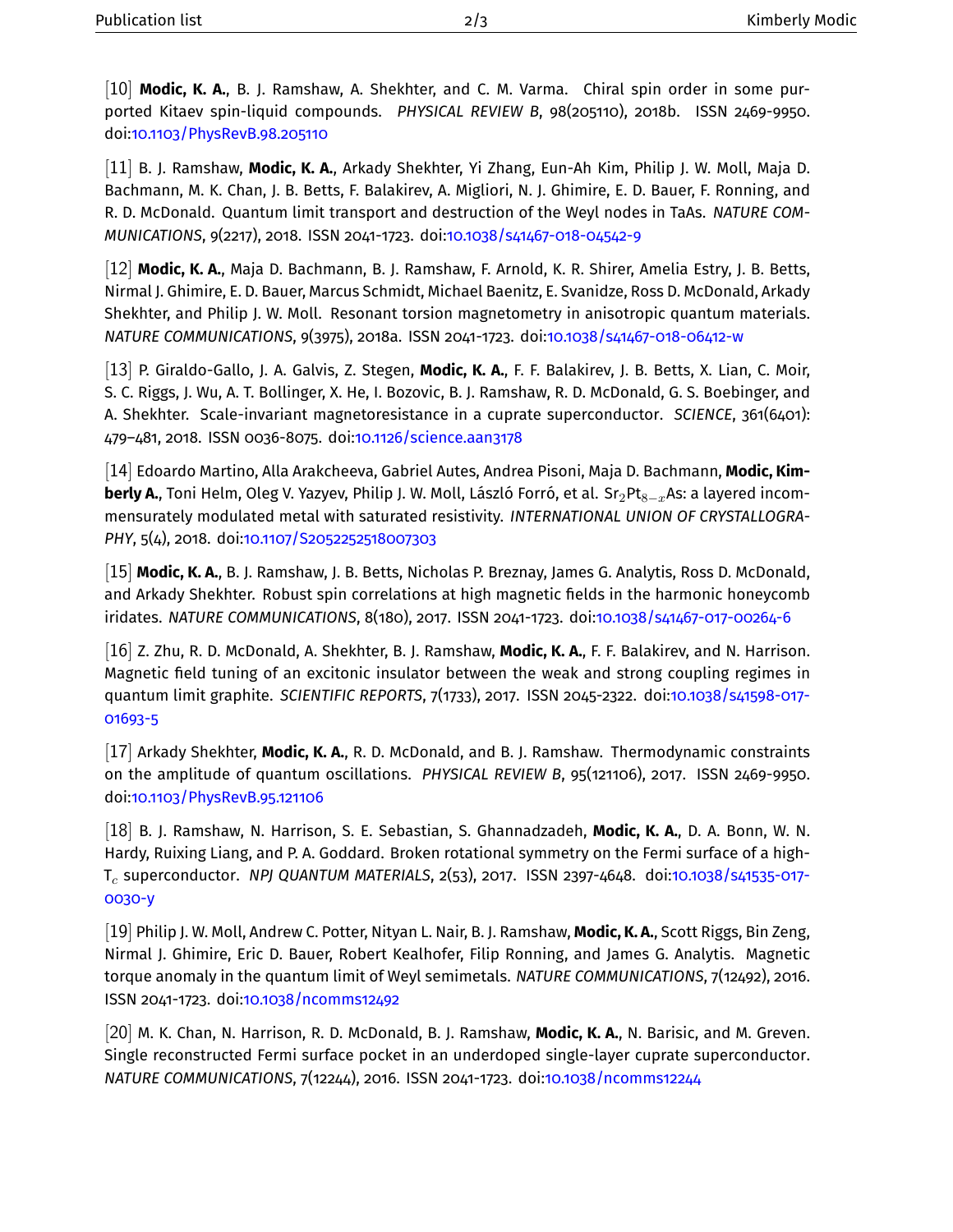[10] **Modic, K. A.**, B. J. Ramshaw, A. Shekhter, and C. M. Varma. Chiral spin order in some purported Kitaev spin-liquid compounds. *PHYSICAL REVIEW B*, 98(205110), 2018b. ISSN 2469-9950. doi:10.1103/PhysRevB.98.205110

[11] B. J. Ramshaw, **Modic, K. A.**, Arkady Shekhter, Yi Zhang, Eun-Ah Kim, Philip J. W. Moll, Maja D. Bachmann, M. K. Chan, J. B. Betts, F. Balakirev, A. Migliori, N. J. Ghimire, E. D. Bauer, F. Ronning, and R. D. McDonald. Quantum limit transport and destruction of the Weyl nodes in TaAs. *NATURE COMMUNICATIONS*, 9(2217), 2018. ISSN 2041-1723. doi:10.1038/s41467-018-04542-9

[12] **Modic, K. A.**, Maja D. Bachmann, B. J. Ramshaw, F. Arnold, K. R. Shirer, Amelia Estry, J. B. Betts, Nirmal J. Ghimire, E. D. Bauer, Marcus Schmidt, Michael Baenitz, E. Svanidze, Ross D. McDonald, Arkady Shekhter, and Philip J. W. Moll. Resonant torsion magnetometry in anisotropic quantum materials. *NATURE COMMUNICATIONS*, 9(3975), 2018a. ISSN 2041-1723. doi:10.1038/s41467-018-06412-w

[13] P. Giraldo-Gallo, J. A. Galvis, Z. Stegen, **Modic, K. A.**, F. F. Balakirev, J. B. Betts, X. Lian, C. Moir, S. C. Riggs, J. Wu, A. T. Bollinger, X. He, I. Bozovic, B. J. Ramshaw, R. D. McDonald, G. S. Boebinger, and A. Shekhter. Scale-invariant magnetoresistance in a cuprate superconductor. *SCIENCE*, 361(6401): 479–481, 2018. ISSN 0036-8075. doi:10.1126/science.aan3178

[14] Edoardo Martino, Alla Arakcheeva, Gabriel Autes, Andrea Pisoni, Maja D. Bachmann, **Modic, Kimberly A.**, Toni Helm, Oleg V. Yazyev, Philip J. W. Moll, László Forró, et al. $Sr_2Pt_{8-x}As$: a layered incommensurately modulated metal with saturated resistivity. *INTERNATIONAL UNION OF CRYSTALLOGRAPHY*, 5(4), 2018. doi:10.1107/S2052252518007303

[15] **Modic, K. A.**, B. J. Ramshaw, J. B. Betts, Nicholas P. Breznay, James G. Analytis, Ross D. McDonald, and Arkady Shekhter. Robust spin correlations at high magnetic fields in the harmonic honeycomb iridates. *NATURE COMMUNICATIONS*, 8(180), 2017. ISSN 2041-1723. doi:10.1038/s41467-017-00264-6

[16] Z. Zhu, R. D. McDonald, A. Shekhter, B. J. Ramshaw, **Modic, K. A.**, F. F. Balakirev, and N. Harrison. Magnetic field tuning of an excitonic insulator between the weak and strong coupling regimes in quantum limit graphite. *SCIENTIFIC REPORTS*, 7(1733), 2017. ISSN 2045-2322. doi:10.1038/s41598-017-01693-5

[17] Arkady Shekhter, **Modic, K. A.**, R. D. McDonald, and B. J. Ramshaw. Thermodynamic constraints on the amplitude of quantum oscillations. *PHYSICAL REVIEW B*, 95(121106), 2017. ISSN 2469-9950. doi:10.1103/PhysRevB.95.121106

[18] B. J. Ramshaw, N. Harrison, S. E. Sebastian, S. Ghannadzadeh, **Modic, K. A.**, D. A. Bonn, W. N. Hardy, Ruixing Liang, and P. A. Goddard. Broken rotational symmetry on the Fermi surface of a high-$T_c$ superconductor. *NPJ QUANTUM MATERIALS*, 2(53), 2017. ISSN 2397-4648. doi:10.1038/s41535-017-0030-y

[19] Philip J. W. Moll, Andrew C. Potter, Nityan L. Nair, B. J. Ramshaw, **Modic, K. A.**, Scott Riggs, Bin Zeng, Nirmal J. Ghimire, Eric D. Bauer, Robert Kealhofer, Filip Ronning, and James G. Analytis. Magnetic torque anomaly in the quantum limit of Weyl semimetals. *NATURE COMMUNICATIONS*, 7(12492), 2016. ISSN 2041-1723. doi:10.1038/ncomms12492

[20] M. K. Chan, N. Harrison, R. D. McDonald, B. J. Ramshaw, **Modic, K. A.**, N. Barisic, and M. Greven. Single reconstructed Fermi surface pocket in an underdoped single-layer cuprate superconductor. *NATURE COMMUNICATIONS*, 7(12244), 2016. ISSN 2041-1723. doi:10.1038/ncomms12244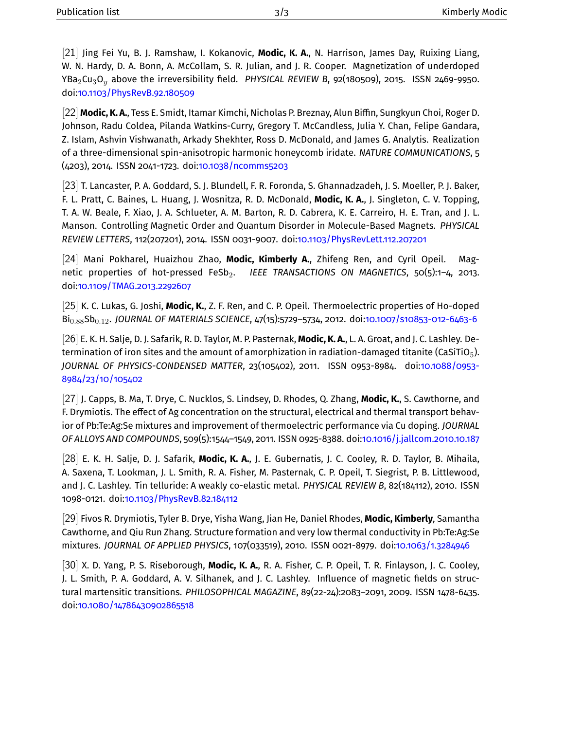[21] Jing Fei Yu, B. J. Ramshaw, I. Kokanovic, **Modic, K. A.**, N. Harrison, James Day, Ruixing Liang, W. N. Hardy, D. A. Bonn, A. McCollam, S. R. Julian, and J. R. Cooper. Magnetization of underdoped $YBa_2Cu_3O_y$ above the irreversibility field. *PHYSICAL REVIEW B*, 92(180509), 2015. ISSN 2469-9950. doi:10.1103/PhysRevB.92.180509

[22] **Modic, K. A.**, Tess E. Smidt, Itamar Kimchi, Nicholas P. Breznay, Alun Biffin, Sungkyun Choi, Roger D. Johnson, Radu Coldea, Pilanda Watkins-Curry, Gregory T. McCandless, Julia Y. Chan, Felipe Gandara, Z. Islam, Ashvin Vishwanath, Arkady Shekhter, Ross D. McDonald, and James G. Analytis. Realization of a three-dimensional spin-anisotropic harmonic honeycomb iridate. *NATURE COMMUNICATIONS*, 5 (4203), 2014. ISSN 2041-1723. doi:10.1038/ncomms5203

[23] T. Lancaster, P. A. Goddard, S. J. Blundell, F. R. Foronda, S. Ghannadzadeh, J. S. Moeller, P. J. Baker, F. L. Pratt, C. Baines, L. Huang, J. Wosnitza, R. D. McDonald, **Modic, K. A.**, J. Singleton, C. V. Topping, T. A. W. Beale, F. Xiao, J. A. Schlueter, A. M. Barton, R. D. Cabrera, K. E. Carreiro, H. E. Tran, and J. L. Manson. Controlling Magnetic Order and Quantum Disorder in Molecule-Based Magnets. *PHYSICAL REVIEW LETTERS*, 112(207201), 2014. ISSN 0031-9007. doi:10.1103/PhysRevLett.112.207201

[24] Mani Pokharel, Huaizhou Zhao, **Modic, Kimberly A.**, Zhifeng Ren, and Cyril Opeil. Magnetic properties of hot-pressed $FeSb_2$. *IEEE TRANSACTIONS ON MAGNETICS*, 50(5):1–4, 2013. doi:10.1109/TMAG.2013.2292607

[25] K. C. Lukas, G. Joshi, **Modic, K.**, Z. F. Ren, and C. P. Opeil. Thermoelectric properties of Ho-doped $Bi_{0.88}Sb_{0.12}$. *JOURNAL OF MATERIALS SCIENCE*, 47(15):5729–5734, 2012. doi:10.1007/s10853-012-6463-6

[26] E. K. H. Salje, D. J. Safarik, R. D. Taylor, M. P. Pasternak, **Modic, K. A.**, L. A. Groat, and J. C. Lashley. Determination of iron sites and the amount of amorphization in radiation-damaged titanite ($CaSiTiO_5$). *JOURNAL OF PHYSICS-CONDENSED MATTER*, 23(105402), 2011. ISSN 0953-8984. doi:10.1088/0953-8984/23/10/105402

[27] J. Capps, B. Ma, T. Drye, C. Nucklos, S. Lindsey, D. Rhodes, Q. Zhang, **Modic, K.**, S. Cawthorne, and F. Drymiotis. The effect of Ag concentration on the structural, electrical and thermal transport behavior of Pb:Te:Ag:Se mixtures and improvement of thermoelectric performance via Cu doping. *JOURNAL OF ALLOYS AND COMPOUNDS*, 509(5):1544–1549, 2011. ISSN 0925-8388. doi:10.1016/j.jallcom.2010.10.187

[28] E. K. H. Salje, D. J. Safarik, **Modic, K. A.**, J. E. Gubernatis, J. C. Cooley, R. D. Taylor, B. Mihaila, A. Saxena, T. Lookman, J. L. Smith, R. A. Fisher, M. Pasternak, C. P. Opeil, T. Siegrist, P. B. Littlewood, and J. C. Lashley. Tin telluride: A weakly co-elastic metal. *PHYSICAL REVIEW B*, 82(184112), 2010. ISSN 1098-0121. doi:10.1103/PhysRevB.82.184112

[29] Fivos R. Drymiotis, Tyler B. Drye, Yisha Wang, Jian He, Daniel Rhodes, **Modic, Kimberly**, Samantha Cawthorne, and Qiu Run Zhang. Structure formation and very low thermal conductivity in Pb:Te:Ag:Se mixtures. *JOURNAL OF APPLIED PHYSICS*, 107(033519), 2010. ISSN 0021-8979. doi:10.1063/1.3284946

[30] X. D. Yang, P. S. Riseborough, **Modic, K. A.**, R. A. Fisher, C. P. Opeil, T. R. Finlayson, J. C. Cooley, J. L. Smith, P. A. Goddard, A. V. Silhanek, and J. C. Lashley. Influence of magnetic fields on structural martensitic transitions. *PHILOSOPHICAL MAGAZINE*, 89(22-24):2083–2091, 2009. ISSN 1478-6435. doi:10.1080/14786430902865518